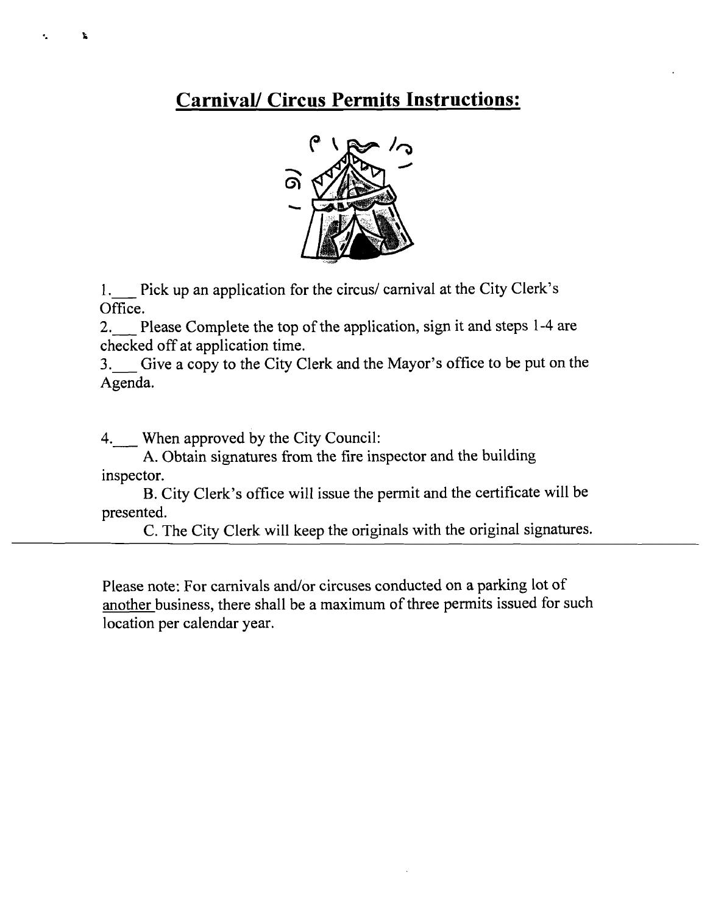# Carnival/ Circus Permits Instructions:

1.___ Pick up an application for the circus/ carnival at the City Clerk's Office.

2.___ Please Complete the top of the application, sign it and steps 1-4 are checked off at application time.

3.___ Give a copy to the City Clerk and the Mayor's office to be put on the Agenda.

4.___ When approved by the City Council:

A. Obtain signatures from the fire inspector and the building inspector.

B. City Clerk's office will issue the permit and the certificate will be presented.

C. The City Clerk will keep the originals with the original signatures.

---

Please note: For carnivals and/or circuses conducted on a parking lot of another business, there shall be a maximum of three permits issued for such location per calendar year.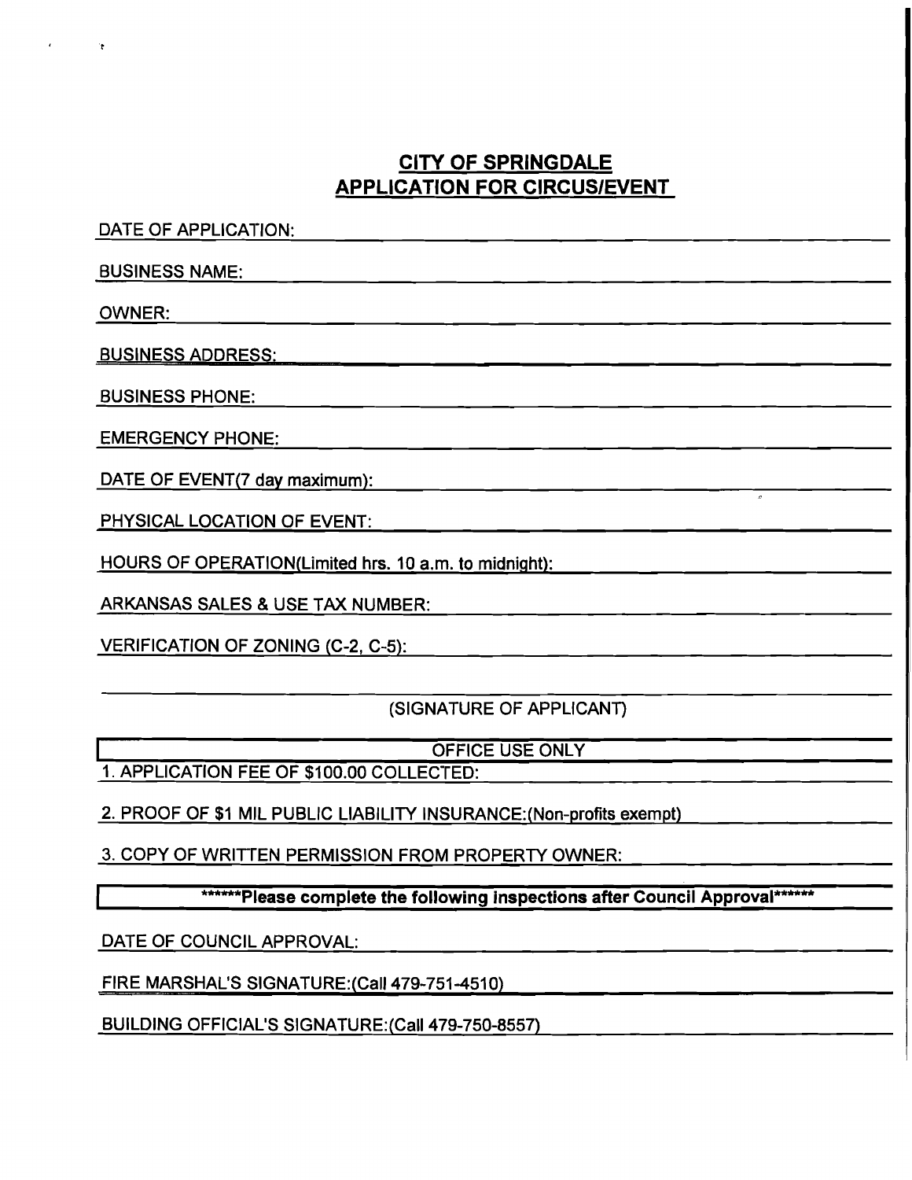# CITY OF SPRINGDALE
## APPLICATION FOR CIRCUS/EVENT

DATE OF APPLICATION: ______________________________

BUSINESS NAME: ______________________________

OWNER: ______________________________

BUSINESS ADDRESS: ______________________________

BUSINESS PHONE: ______________________________

EMERGENCY PHONE: ______________________________

DATE OF EVENT(7 day maximum): ______________________________

PHYSICAL LOCATION OF EVENT: ______________________________

HOURS OF OPERATION(Limited hrs. 10 a.m. to midnight): ______________________________

ARKANSAS SALES & USE TAX NUMBER: ______________________________

VERIFICATION OF ZONING (C-2, C-5): ______________________________

______________________________

(SIGNATURE OF APPLICANT)

**OFFICE USE ONLY**

1. APPLICATION FEE OF $100.00 COLLECTED: ______________________________

2. PROOF OF $1 MIL PUBLIC LIABILITY INSURANCE:(Non-profits exempt) ______________________________

3. COPY OF WRITTEN PERMISSION FROM PROPERTY OWNER: ______________________________

**\*\*\*\*\*\*Please complete the following inspections after Council Approval\*\*\*\*\*\***

DATE OF COUNCIL APPROVAL: ______________________________

FIRE MARSHAL'S SIGNATURE:(Call 479-751-4510) ______________________________

BUILDING OFFICIAL'S SIGNATURE:(Call 479-750-8557) ______________________________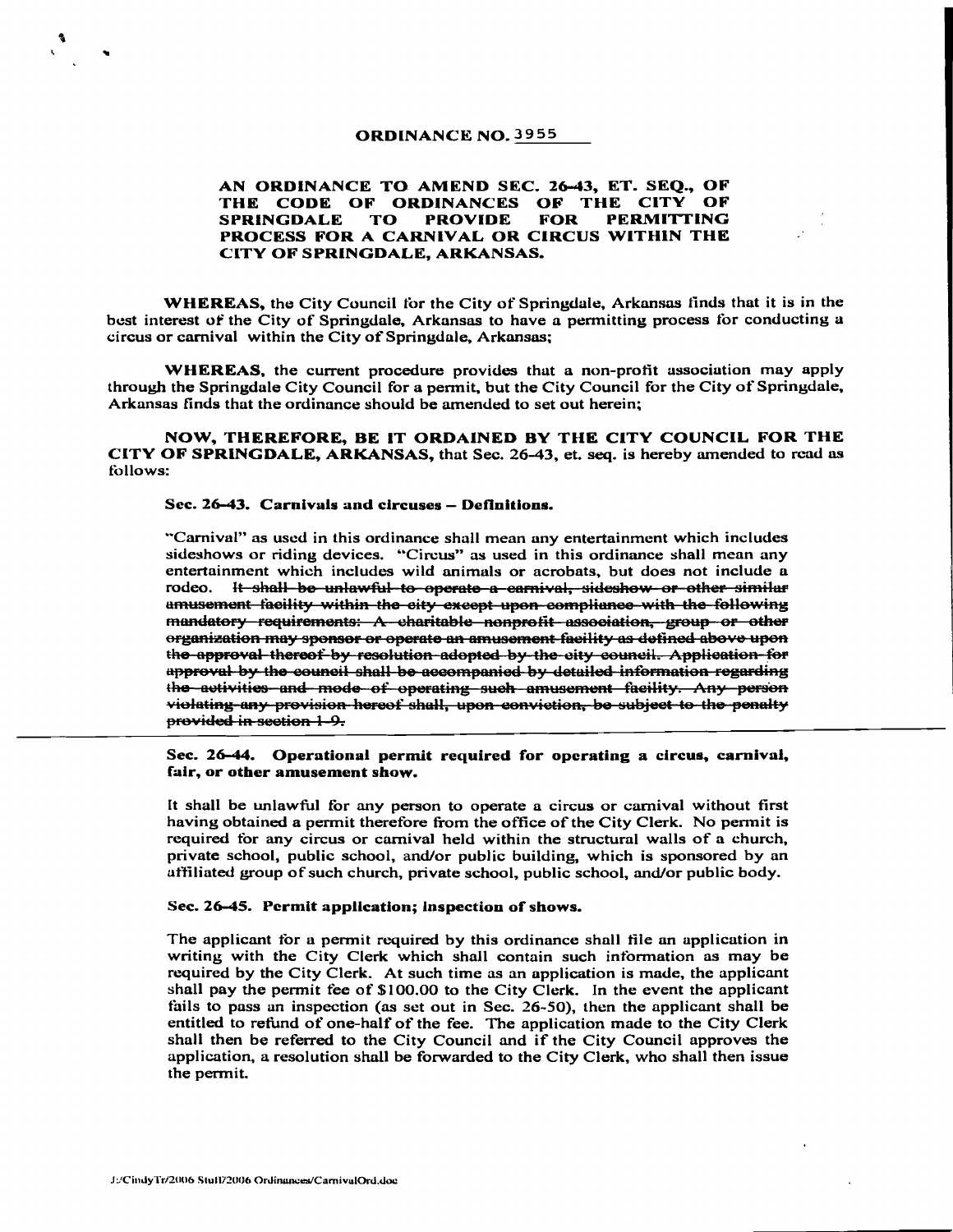**ORDINANCE NO. 3955**

**AN ORDINANCE TO AMEND SEC. 26-43, ET. SEQ., OF THE CODE OF ORDINANCES OF THE CITY OF SPRINGDALE TO PROVIDE FOR PERMITTING PROCESS FOR A CARNIVAL OR CIRCUS WITHIN THE CITY OF SPRINGDALE, ARKANSAS.**

**WHEREAS,** the City Council for the City of Springdale, Arkansas finds that it is in the best interest of the City of Springdale, Arkansas to have a permitting process for conducting a circus or carnival within the City of Springdale, Arkansas;

**WHEREAS,** the current procedure provides that a non-profit association may apply through the Springdale City Council for a permit, but the City Council for the City of Springdale, Arkansas finds that the ordinance should be amended to set out herein;

**NOW, THEREFORE, BE IT ORDAINED BY THE CITY COUNCIL FOR THE CITY OF SPRINGDALE, ARKANSAS,** that Sec. 26-43, et. seq. is hereby amended to read as follows:

**Sec. 26-43. Carnivals and circuses – Definitions.**

"Carnival" as used in this ordinance shall mean any entertainment which includes sideshows or riding devices. "Circus" as used in this ordinance shall mean any entertainment which includes wild animals or acrobats, but does not include a rodeo. ~~It shall be unlawful to operate a carnival, sideshow or other similar amusement facility within the city except upon compliance with the following mandatory requirements: A charitable nonprofit association, group or other organization may sponsor or operate an amusement facility as defined above upon the approval thereof by resolution adopted by the city council. Application for approval by the council shall be accompanied by detailed information regarding the activities and mode of operating such amusement facility. Any person violating any provision hereof shall, upon conviction, be subject to the penalty provided in section 1-9.~~

**Sec. 26-44. Operational permit required for operating a circus, carnival, fair, or other amusement show.**

It shall be unlawful for any person to operate a circus or carnival without first having obtained a permit therefore from the office of the City Clerk. No permit is required for any circus or carnival held within the structural walls of a church, private school, public school, and/or public building, which is sponsored by an affiliated group of such church, private school, public school, and/or public body.

**Sec. 26-45. Permit application; inspection of shows.**

The applicant for a permit required by this ordinance shall file an application in writing with the City Clerk which shall contain such information as may be required by the City Clerk. At such time as an application is made, the applicant shall pay the permit fee of $100.00 to the City Clerk. In the event the applicant fails to pass an inspection (as set out in Sec. 26-50), then the applicant shall be entitled to refund of one-half of the fee. The application made to the City Clerk shall then be referred to the City Council and if the City Council approves the application, a resolution shall be forwarded to the City Clerk, who shall then issue the permit.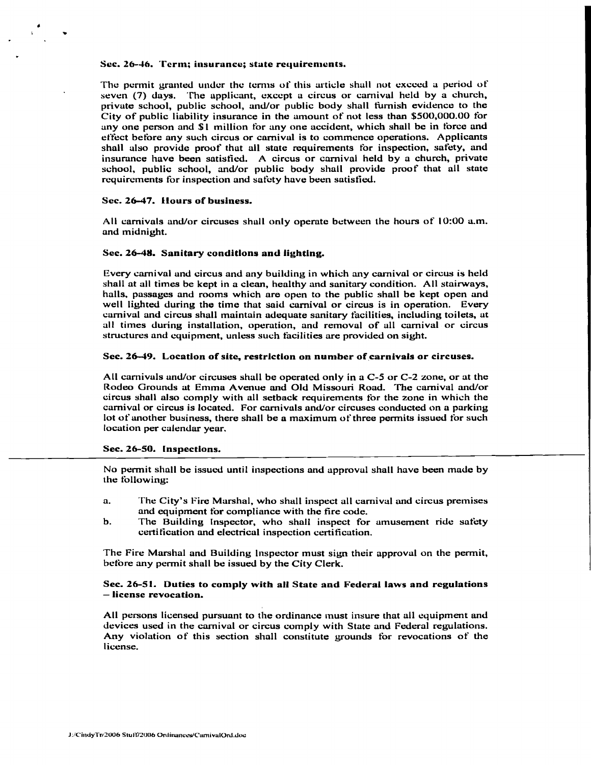### Sec. 26-46. Term; insurance; state requirements.

The permit granted under the terms of this article shall not exceed a period of seven (7) days. The applicant, except a circus or carnival held by a church, private school, public school, and/or public body shall furnish evidence to the City of public liability insurance in the amount of not less than $500,000.00 for any one person and $1 million for any one accident, which shall be in force and effect before any such circus or carnival is to commence operations. Applicants shall also provide proof that all state requirements for inspection, safety, and insurance have been satisfied. A circus or carnival held by a church, private school, public school, and/or public body shall provide proof that all state requirements for inspection and safety have been satisfied.

### Sec. 26-47. Hours of business.

All carnivals and/or circuses shall only operate between the hours of 10:00 a.m. and midnight.

### Sec. 26-48. Sanitary conditions and lighting.

Every carnival and circus and any building in which any carnival or circus is held shall at all times be kept in a clean, healthy and sanitary condition. All stairways, halls, passages and rooms which are open to the public shall be kept open and well lighted during the time that said carnival or circus is in operation. Every carnival and circus shall maintain adequate sanitary facilities, including toilets, at all times during installation, operation, and removal of all carnival or circus structures and equipment, unless such facilities are provided on sight.

### Sec. 26-49. Location of site, restriction on number of carnivals or circuses.

All carnivals and/or circuses shall be operated only in a C-5 or C-2 zone, or at the Rodeo Grounds at Emma Avenue and Old Missouri Road. The carnival and/or circus shall also comply with all setback requirements for the zone in which the carnival or circus is located. For carnivals and/or circuses conducted on a parking lot of another business, there shall be a maximum of three permits issued for such location per calendar year.

### Sec. 26-50. Inspections.

No permit shall be issued until inspections and approval shall have been made by the following:

a. The City's Fire Marshal, who shall inspect all carnival and circus premises and equipment for compliance with the fire code.

b. The Building Inspector, who shall inspect for amusement ride safety certification and electrical inspection certification.

The Fire Marshal and Building Inspector must sign their approval on the permit, before any permit shall be issued by the City Clerk.

### Sec. 26-51. Duties to comply with all State and Federal laws and regulations – license revocation.

All persons licensed pursuant to the ordinance must insure that all equipment and devices used in the carnival or circus comply with State and Federal regulations. Any violation of this section shall constitute grounds for revocations of the license.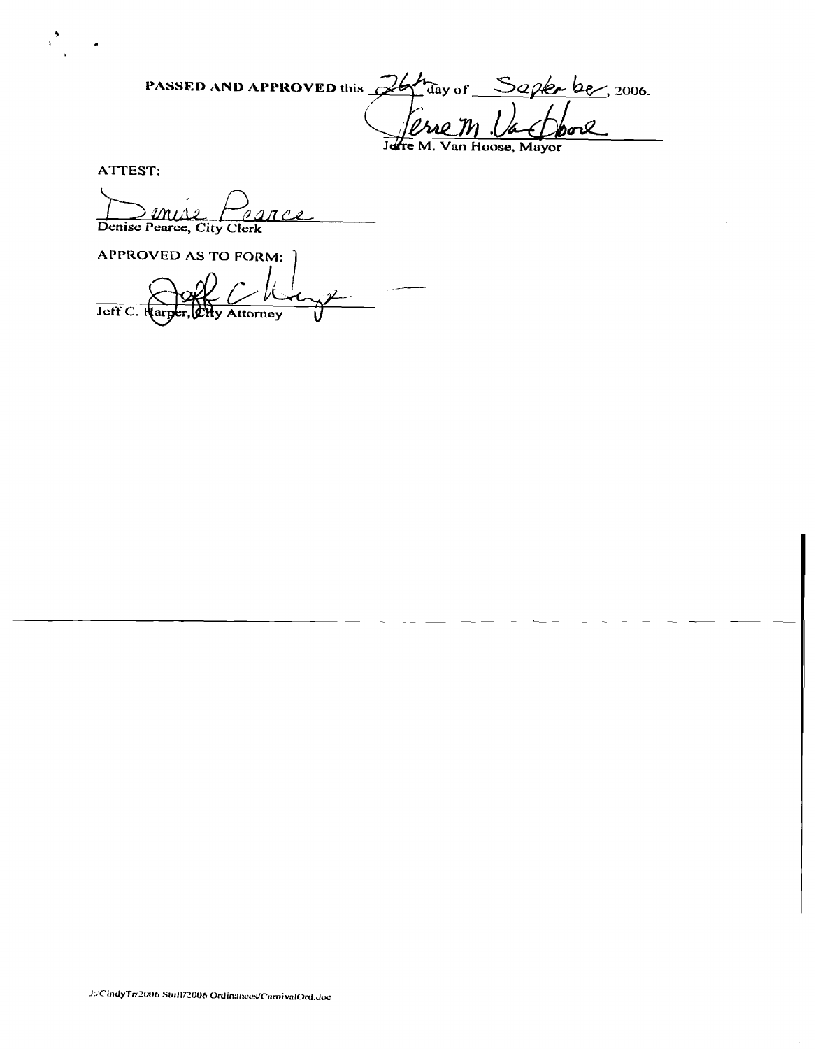**PASSED AND APPROVED** this 26th day of September, 2006.

Jerre M. Van Hoose, Mayor

ATTEST:

Denise Pearce, City Clerk

APPROVED AS TO FORM:

Jeff C. Harper, City Attorney

J:/CindyTr/2006 Stuff/2006 Ordinances/CarnivalOrd.doc